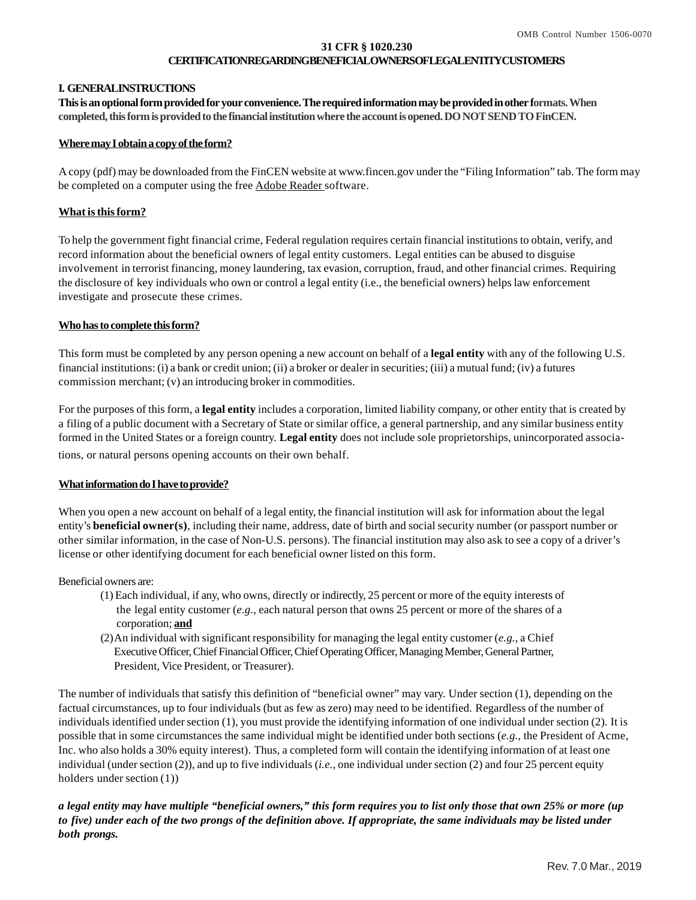OMB Control Number 1506-0070

# 31 CFR § 1020.230

# CERTIFICATION REGARDING BENEFICIAL OWNERS OF LEGAL ENTITY CUSTOMERS

## I. GENERAL INSTRUCTIONS

**This is an optional form provided for your convenience. The required information may be provided in other formats. When completed, this form is provided to the financial institution where the account is opened. DO NOT SEND TO FinCEN.**

**Where may I obtain a copy of the form?**

A copy (pdf) may be downloaded from the FinCEN website at www.fincen.gov under the "Filing Information" tab. The form may be completed on a computer using the free Adobe Reader software.

**What is this form?**

To help the government fight financial crime, Federal regulation requires certain financial institutions to obtain, verify, and record information about the beneficial owners of legal entity customers. Legal entities can be abused to disguise involvement in terrorist financing, money laundering, tax evasion, corruption, fraud, and other financial crimes. Requiring the disclosure of key individuals who own or control a legal entity (i.e., the beneficial owners) helps law enforcement investigate and prosecute these crimes.

**Who has to complete this form?**

This form must be completed by any person opening a new account on behalf of a **legal entity** with any of the following U.S. financial institutions: (i) a bank or credit union; (ii) a broker or dealer in securities; (iii) a mutual fund; (iv) a futures commission merchant; (v) an introducing broker in commodities.

For the purposes of this form, a **legal entity** includes a corporation, limited liability company, or other entity that is created by a filing of a public document with a Secretary of State or similar office, a general partnership, and any similar business entity formed in the United States or a foreign country. **Legal entity** does not include sole proprietorships, unincorporated associations, or natural persons opening accounts on their own behalf.

**What information do I have to provide?**

When you open a new account on behalf of a legal entity, the financial institution will ask for information about the legal entity's **beneficial owner(s)**, including their name, address, date of birth and social security number (or passport number or other similar information, in the case of Non-U.S. persons). The financial institution may also ask to see a copy of a driver's license or other identifying document for each beneficial owner listed on this form.

Beneficial owners are:

(1) Each individual, if any, who owns, directly or indirectly, 25 percent or more of the equity interests of the legal entity customer (*e.g.*, each natural person that owns 25 percent or more of the shares of a corporation; **and**

(2) An individual with significant responsibility for managing the legal entity customer (*e.g.*, a Chief Executive Officer, Chief Financial Officer, Chief Operating Officer, Managing Member, General Partner, President, Vice President, or Treasurer).

The number of individuals that satisfy this definition of "beneficial owner" may vary. Under section (1), depending on the factual circumstances, up to four individuals (but as few as zero) may need to be identified. Regardless of the number of individuals identified under section (1), you must provide the identifying information of one individual under section (2). It is possible that in some circumstances the same individual might be identified under both sections (*e.g.*, the President of Acme, Inc. who also holds a 30% equity interest). Thus, a completed form will contain the identifying information of at least one individual (under section (2)), and up to five individuals (*i.e.*, one individual under section (2) and four 25 percent equity holders under section (1))

***a legal entity may have multiple "beneficial owners," this form requires you to list only those that own 25% or more (up to five) under each of the two prongs of the definition above. If appropriate, the same individuals may be listed under both prongs.***

Rev. 7.0 Mar., 2019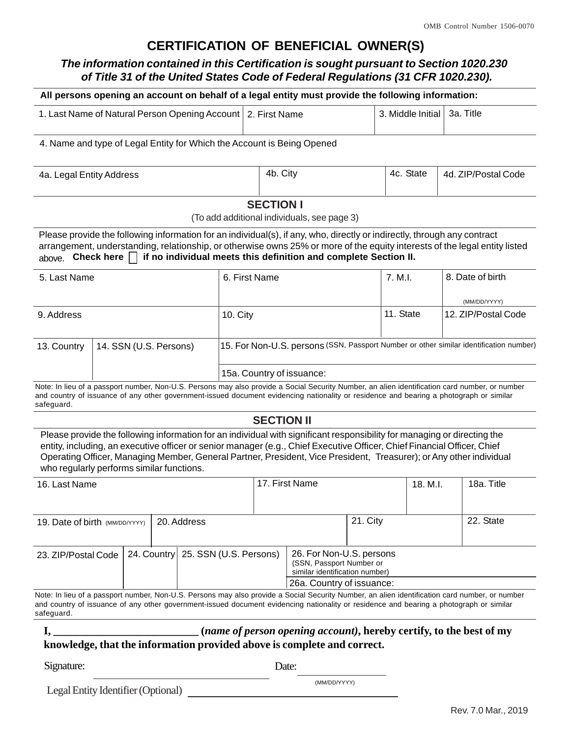OMB Control Number 1506-0070

# CERTIFICATION OF BENEFICIAL OWNER(S)

***The information contained in this Certification is sought pursuant to Section 1020.230 of Title 31 of the United States Code of Federal Regulations (31 CFR 1020.230).***

**All persons opening an account on behalf of a legal entity must provide the following information:**

| 1. Last Name of Natural Person Opening Account | 2. First Name | 3. Middle Initial | 3a. Title |
|---|---|---|---|
| | | | |

| 4. Name and type of Legal Entity for Which the Account is Being Opened |
|---|
| |

| 4a. Legal Entity Address | 4b. City | 4c. State | 4d. ZIP/Postal Code |
|---|---|---|---|
| | | | |

## SECTION I

(To add additional individuals, see page 3)

Please provide the following information for an individual(s), if any, who, directly or indirectly, through any contract arrangement, understanding, relationship, or otherwise owns 25% or more of the equity interests of the legal entity listed above. **Check here ☐ if no individual meets this definition and complete Section II.**

| 5. Last Name | | 6. First Name | 7. M.I. | 8. Date of birth (MM/DD/YYYY) |
|---|---|---|---|---|
| 9. Address | | 10. City | 11. State | 12. ZIP/Postal Code |
| 13. Country | 14. SSN (U.S. Persons) | 15. For Non-U.S. persons (SSN, Passport Number or other similar identification number) | | |
| | | 15a. Country of issuance: | | |

Note: In lieu of a passport number, Non-U.S. Persons may also provide a Social Security Number, an alien identification card number, or number and country of issuance of any other government-issued document evidencing nationality or residence and bearing a photograph or similar safeguard.

## SECTION II

Please provide the following information for an individual with significant responsibility for managing or directing the entity, including, an executive officer or senior manager (e.g., Chief Executive Officer, Chief Financial Officer, Chief Operating Officer, Managing Member, General Partner, President, Vice President, Treasurer); or Any other individual who regularly performs similar functions.

| 16. Last Name | | | 17. First Name | | 18. M.I. | 18a. Title |
|---|---|---|---|---|---|---|
| 19. Date of birth (MM/DD/YYYY) | 20. Address | | | 21. City | | 22. State |
| 23. ZIP/Postal Code | 24. Country | 25. SSN (U.S. Persons) | 26. For Non-U.S. persons (SSN, Passport Number or similar identification number) | | | |
| | | | 26a. Country of issuance: | | | |

Note: In lieu of a passport number, Non-U.S. Persons may also provide a Social Security Number, an alien identification card number, or number and country of issuance of any other government-issued document evidencing nationality or residence and bearing a photograph or similar safeguard.

**I, ___________________________ (*name of person opening account*), hereby certify, to the best of my knowledge, that the information provided above is complete and correct.**

Signature: ______________________________ Date: ________________ (MM/DD/YYYY)

Legal Entity Identifier (Optional) ______________________________

Rev. 7.0 Mar., 2019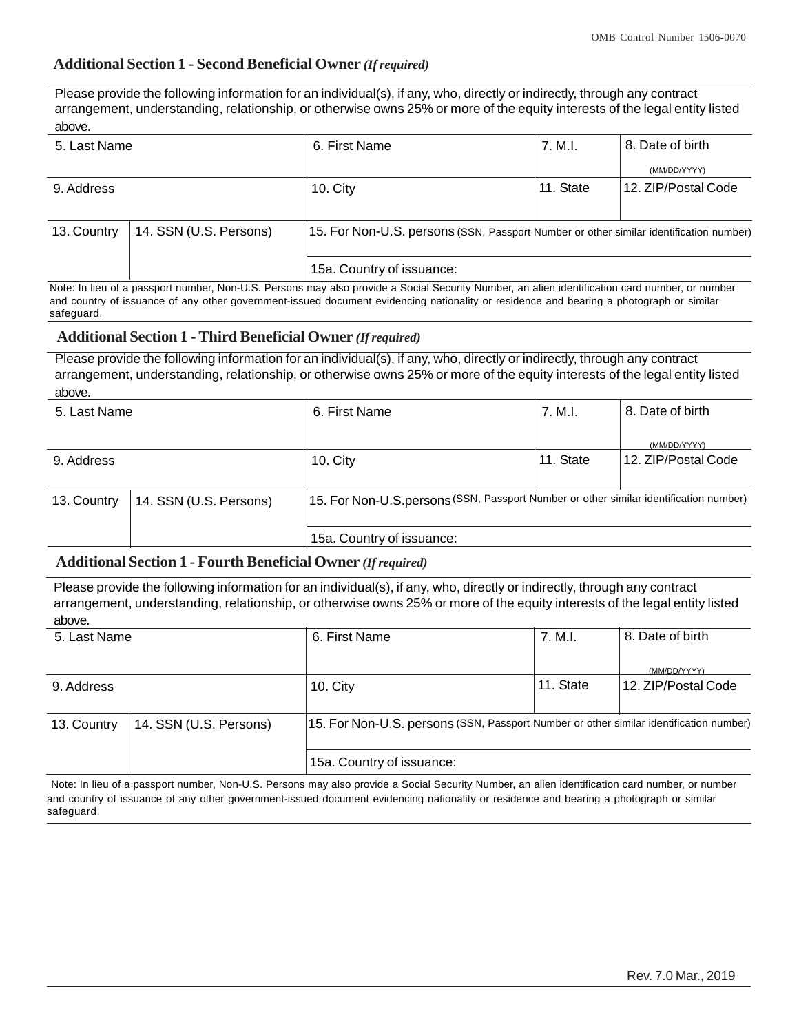## Additional Section 1 - Second Beneficial Owner *(If required)*

Please provide the following information for an individual(s), if any, who, directly or indirectly, through any contract arrangement, understanding, relationship, or otherwise owns 25% or more of the equity interests of the legal entity listed above.

| | | | | |
|---|---|---|---|---|
| 5. Last Name | | 6. First Name | 7. M.I. | 8. Date of birth (MM/DD/YYYY) |
| 9. Address | | 10. City | 11. State | 12. ZIP/Postal Code |
| 13. Country | 14. SSN (U.S. Persons) | 15. For Non-U.S. persons (SSN, Passport Number or other similar identification number) | | |
| | | 15a. Country of issuance: | | |

Note: In lieu of a passport number, Non-U.S. Persons may also provide a Social Security Number, an alien identification card number, or number and country of issuance of any other government-issued document evidencing nationality or residence and bearing a photograph or similar safeguard.

## Additional Section 1 - Third Beneficial Owner *(If required)*

Please provide the following information for an individual(s), if any, who, directly or indirectly, through any contract arrangement, understanding, relationship, or otherwise owns 25% or more of the equity interests of the legal entity listed above.

| | | | | |
|---|---|---|---|---|
| 5. Last Name | | 6. First Name | 7. M.I. | 8. Date of birth (MM/DD/YYYY) |
| 9. Address | | 10. City | 11. State | 12. ZIP/Postal Code |
| 13. Country | 14. SSN (U.S. Persons) | 15. For Non-U.S.persons (SSN, Passport Number or other similar identification number) | | |
| | | 15a. Country of issuance: | | |

## Additional Section 1 - Fourth Beneficial Owner *(If required)*

Please provide the following information for an individual(s), if any, who, directly or indirectly, through any contract arrangement, understanding, relationship, or otherwise owns 25% or more of the equity interests of the legal entity listed above.

| | | | | |
|---|---|---|---|---|
| 5. Last Name | | 6. First Name | 7. M.I. | 8. Date of birth (MM/DD/YYYY) |
| 9. Address | | 10. City | 11. State | 12. ZIP/Postal Code |
| 13. Country | 14. SSN (U.S. Persons) | 15. For Non-U.S. persons (SSN, Passport Number or other similar identification number) | | |
| | | 15a. Country of issuance: | | |

Note: In lieu of a passport number, Non-U.S. Persons may also provide a Social Security Number, an alien identification card number, or number and country of issuance of any other government-issued document evidencing nationality or residence and bearing a photograph or similar safeguard.